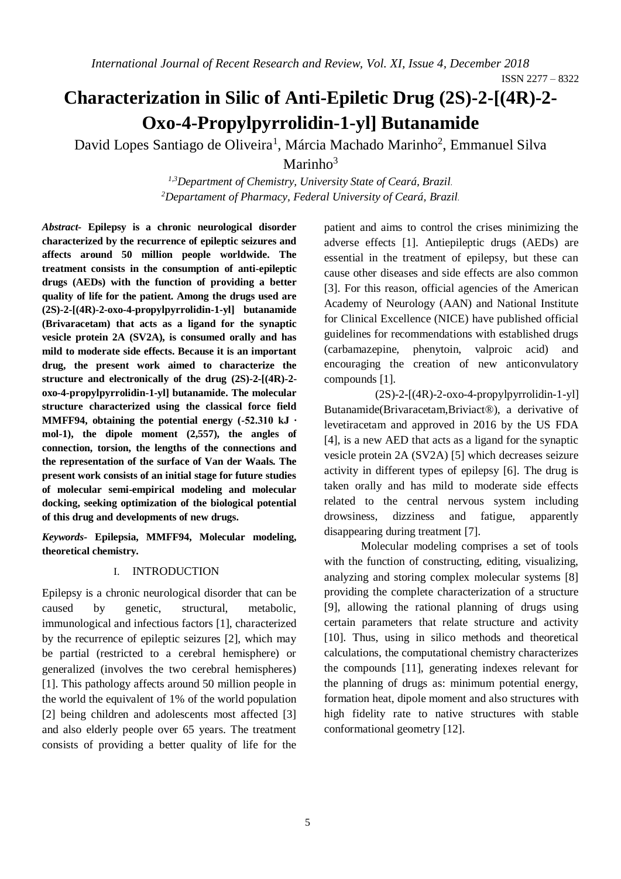# Characterization in Silic of Anti-Epiletic Drug (2S)-2-[(4R)-2-Oxo-4-Propylpyrrolidin-1-yl] Butanamide

David Lopes Santiago de Oliveira[1], Márcia Machado Marinho[2], Emmanuel Silva Marinho[3]

*[1,3]Department of Chemistry, University State of Ceará, Brazil.*
*[2]Departament of Pharmacy, Federal University of Ceará, Brazil.*

***Abstract*- Epilepsy is a chronic neurological disorder characterized by the recurrence of epileptic seizures and affects around 50 million people worldwide. The treatment consists in the consumption of anti-epileptic drugs (AEDs) with the function of providing a better quality of life for the patient. Among the drugs used are (2S)-2-[(4R)-2-oxo-4-propylpyrrolidin-1-yl] butanamide (Brivaracetam) that acts as a ligand for the synaptic vesicle protein 2A (SV2A), is consumed orally and has mild to moderate side effects. Because it is an important drug, the present work aimed to characterize the structure and electronically of the drug (2S)-2-[(4R)-2-oxo-4-propylpyrrolidin-1-yl] butanamide. The molecular structure characterized using the classical force field MMFF94, obtaining the potential energy (-52.310 kJ · mol-1), the dipole moment (2,557), the angles of connection, torsion, the lengths of the connections and the representation of the surface of Van der Waals. The present work consists of an initial stage for future studies of molecular semi-empirical modeling and molecular docking, seeking optimization of the biological potential of this drug and developments of new drugs.**

***Keywords*- Epilepsia, MMFF94, Molecular modeling, theoretical chemistry.**

## I. INTRODUCTION

Epilepsy is a chronic neurological disorder that can be caused by genetic, structural, metabolic, immunological and infectious factors [1], characterized by the recurrence of epileptic seizures [2], which may be partial (restricted to a cerebral hemisphere) or generalized (involves the two cerebral hemispheres) [1]. This pathology affects around 50 million people in the world the equivalent of 1% of the world population [2] being children and adolescents most affected [3] and also elderly people over 65 years. The treatment consists of providing a better quality of life for the patient and aims to control the crises minimizing the adverse effects [1]. Antiepileptic drugs (AEDs) are essential in the treatment of epilepsy, but these can cause other diseases and side effects are also common [3]. For this reason, official agencies of the American Academy of Neurology (AAN) and National Institute for Clinical Excellence (NICE) have published official guidelines for recommendations with established drugs (carbamazepine, phenytoin, valproic acid) and encouraging the creation of new anticonvulatory compounds [1].

(2S)-2-[(4R)-2-oxo-4-propylpyrrolidin-1-yl] Butanamide(Brivaracetam,Briviact®), a derivative of levetiracetam and approved in 2016 by the US FDA [4], is a new AED that acts as a ligand for the synaptic vesicle protein 2A (SV2A) [5] which decreases seizure activity in different types of epilepsy [6]. The drug is taken orally and has mild to moderate side effects related to the central nervous system including drowsiness, dizziness and fatigue, apparently disappearing during treatment [7].

Molecular modeling comprises a set of tools with the function of constructing, editing, visualizing, analyzing and storing complex molecular systems [8] providing the complete characterization of a structure [9], allowing the rational planning of drugs using certain parameters that relate structure and activity [10]. Thus, using in silico methods and theoretical calculations, the computational chemistry characterizes the compounds [11], generating indexes relevant for the planning of drugs as: minimum potential energy, formation heat, dipole moment and also structures with high fidelity rate to native structures with stable conformational geometry [12].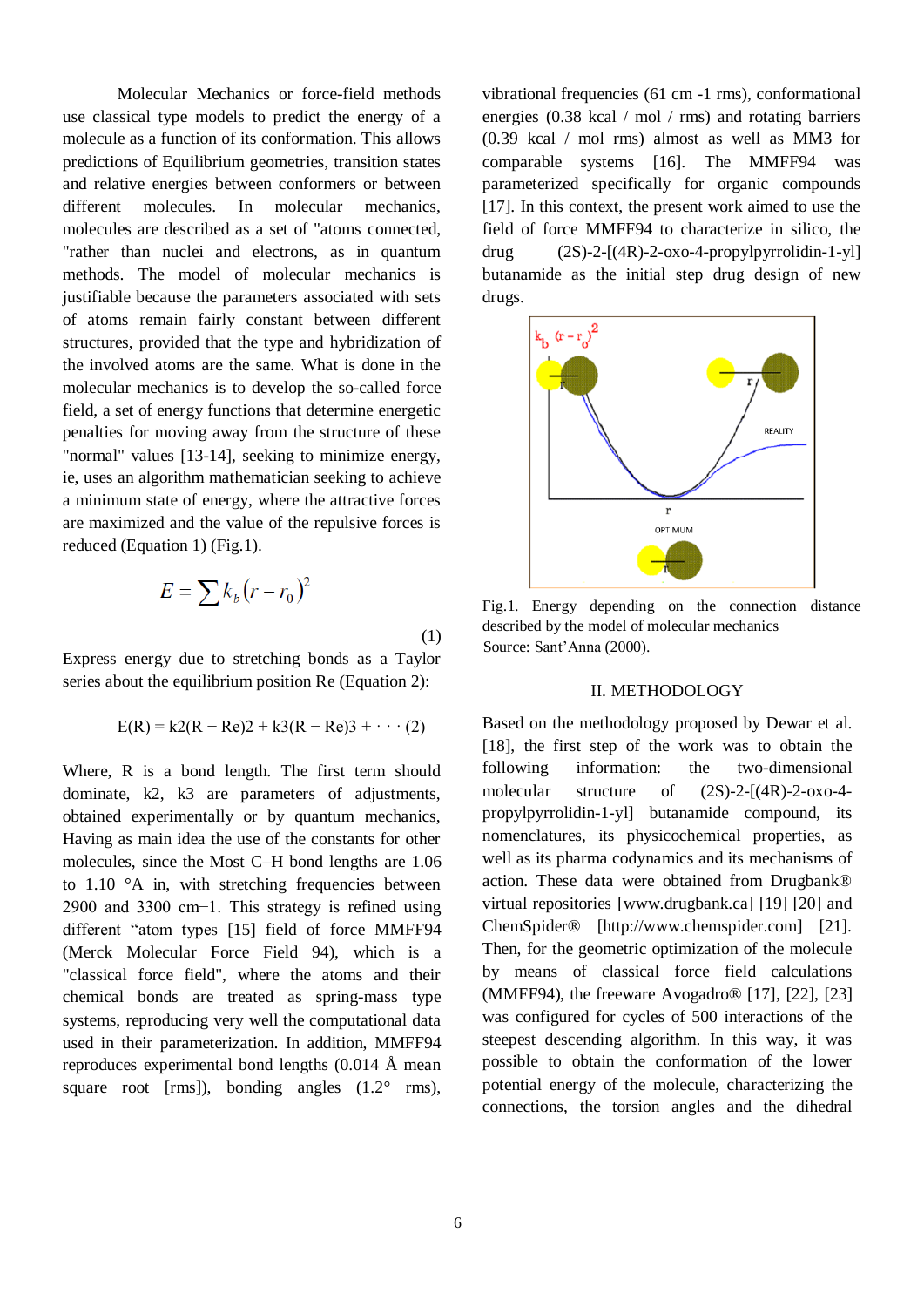Molecular Mechanics or force-field methods use classical type models to predict the energy of a molecule as a function of its conformation. This allows predictions of Equilibrium geometries, transition states and relative energies between conformers or between different molecules. In molecular mechanics, molecules are described as a set of "atoms connected, "rather than nuclei and electrons, as in quantum methods. The model of molecular mechanics is justifiable because the parameters associated with sets of atoms remain fairly constant between different structures, provided that the type and hybridization of the involved atoms are the same. What is done in the molecular mechanics is to develop the so-called force field, a set of energy functions that determine energetic penalties for moving away from the structure of these "normal" values [13-14], seeking to minimize energy, ie, uses an algorithm mathematician seeking to achieve a minimum state of energy, where the attractive forces are maximized and the value of the repulsive forces is reduced (Equation 1) (Fig.1).

$$E = \sum k_b (r - r_0)^2 \tag{1}$$

Express energy due to stretching bonds as a Taylor series about the equilibrium position Re (Equation 2):

$$E(R) = k2(R - Re)2 + k3(R - Re)3 + \cdots \tag{2}$$

Where, R is a bond length. The first term should dominate, k2, k3 are parameters of adjustments, obtained experimentally or by quantum mechanics, Having as main idea the use of the constants for other molecules, since the Most C–H bond lengths are 1.06 to 1.10 °A in, with stretching frequencies between 2900 and 3300 cm−1. This strategy is refined using different "atom types [15] field of force MMFF94 (Merck Molecular Force Field 94), which is a "classical force field", where the atoms and their chemical bonds are treated as spring-mass type systems, reproducing very well the computational data used in their parameterization. In addition, MMFF94 reproduces experimental bond lengths (0.014 Å mean square root [rms]), bonding angles (1.2° rms), vibrational frequencies (61 cm -1 rms), conformational energies (0.38 kcal / mol / rms) and rotating barriers (0.39 kcal / mol rms) almost as well as MM3 for comparable systems [16]. The MMFF94 was parameterized specifically for organic compounds [17]. In this context, the present work aimed to use the field of force MMFF94 to characterize in silico, the drug (2S)-2-[(4R)-2-oxo-4-propylpyrrolidin-1-yl] butanamide as the initial step drug design of new drugs.

Fig.1. Energy depending on the connection distance described by the model of molecular mechanics
Source: Sant'Anna (2000).

## II. METHODOLOGY

Based on the methodology proposed by Dewar et al. [18], the first step of the work was to obtain the following information: the two-dimensional molecular structure of (2S)-2-[(4R)-2-oxo-4-propylpyrrolidin-1-yl] butanamide compound, its nomenclatures, its physicochemical properties, as well as its pharma codynamics and its mechanisms of action. These data were obtained from Drugbank® virtual repositories [www.drugbank.ca] [19] [20] and ChemSpider® [http://www.chemspider.com] [21]. Then, for the geometric optimization of the molecule by means of classical force field calculations (MMFF94), the freeware Avogadro® [17], [22], [23] was configured for cycles of 500 interactions of the steepest descending algorithm. In this way, it was possible to obtain the conformation of the lower potential energy of the molecule, characterizing the connections, the torsion angles and the dihedral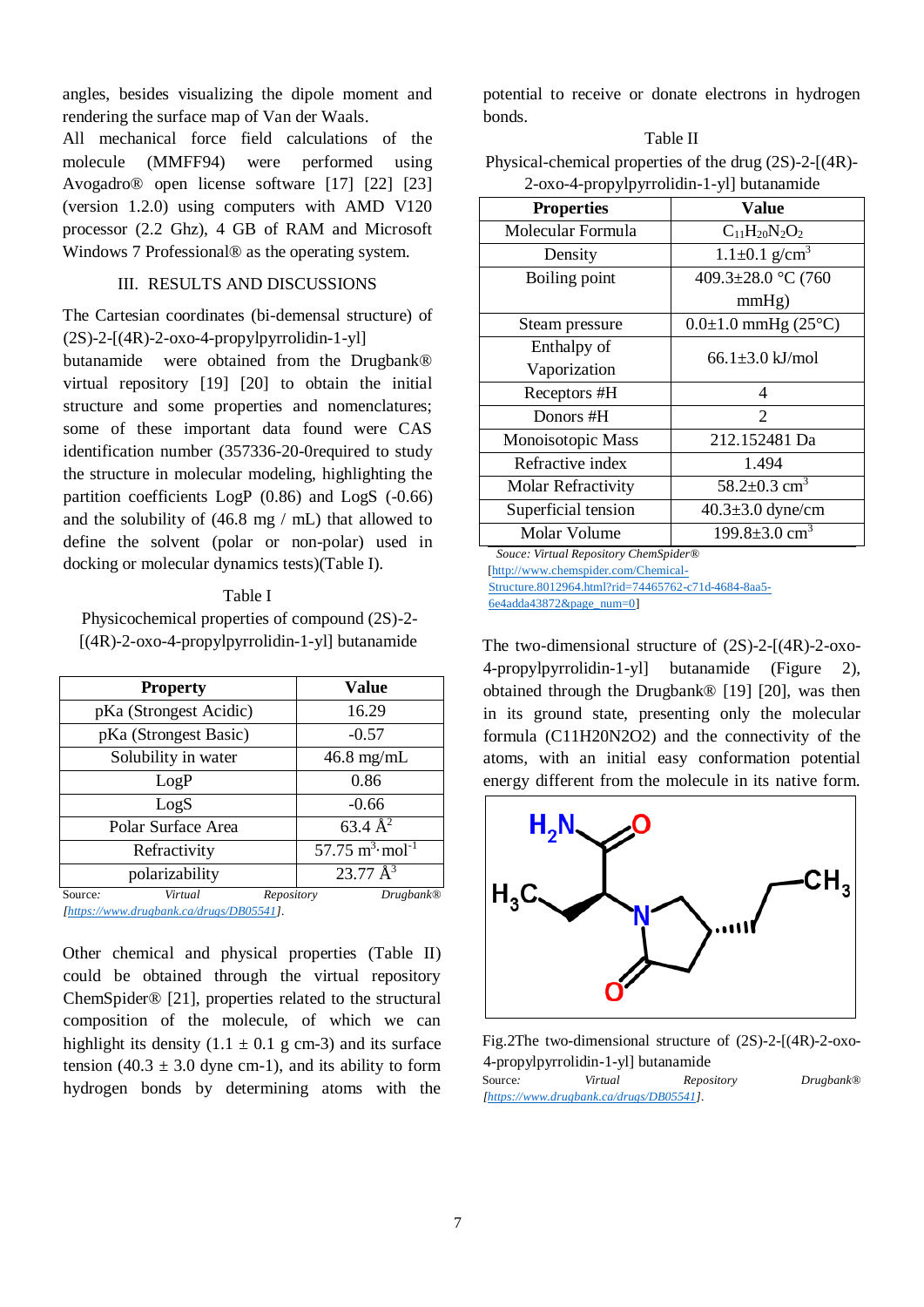angles, besides visualizing the dipole moment and rendering the surface map of Van der Waals.

All mechanical force field calculations of the molecule (MMFF94) were performed using Avogadro® open license software [17] [22] [23] (version 1.2.0) using computers with AMD V120 processor (2.2 Ghz), 4 GB of RAM and Microsoft Windows 7 Professional® as the operating system.

## III. RESULTS AND DISCUSSIONS

The Cartesian coordinates (bi-demensal structure) of (2S)-2-[(4R)-2-oxo-4-propylpyrrolidin-1-yl] butanamide were obtained from the Drugbank® virtual repository [19] [20] to obtain the initial structure and some properties and nomenclatures; some of these important data found were CAS identification number (357336-20-0required to study the structure in molecular modeling, highlighting the partition coefficients LogP (0.86) and LogS (-0.66) and the solubility of (46.8 mg / mL) that allowed to define the solvent (polar or non-polar) used in docking or molecular dynamics tests)(Table I).

Table I

Physicochemical properties of compound (2S)-2-[(4R)-2-oxo-4-propylpyrrolidin-1-yl] butanamide

| Property | Value |
|---|---|
| pKa (Strongest Acidic) | 16.29 |
| pKa (Strongest Basic) | -0.57 |
| Solubility in water | 46.8 mg/mL |
| LogP | 0.86 |
| LogS | -0.66 |
| Polar Surface Area | 63.4 $Å^2$ |
| Refractivity | 57.75 $m^3 \cdot mol^{-1}$ |
| polarizability | 23.77 $Å^3$ |

Source: *Virtual Repository Drugbank®* *[https://www.drugbank.ca/drugs/DB05541]*.

Other chemical and physical properties (Table II) could be obtained through the virtual repository ChemSpider® [21], properties related to the structural composition of the molecule, of which we can highlight its density (1.1 ± 0.1 g cm-3) and its surface tension (40.3 ± 3.0 dyne cm-1), and its ability to form hydrogen bonds by determining atoms with the potential to receive or donate electrons in hydrogen bonds.

Table II

Physical-chemical properties of the drug (2S)-2-[(4R)-2-oxo-4-propylpyrrolidin-1-yl] butanamide

| Properties | Value |
|---|---|
| Molecular Formula | $C_{11}H_{20}N_2O_2$ |
| Density | 1.1±0.1 $g/cm^3$ |
| Boiling point | 409.3±28.0 °C (760 mmHg) |
| Steam pressure | 0.0±1.0 mmHg (25°C) |
| Enthalpy of Vaporization | 66.1±3.0 kJ/mol |
| Receptors #H | 4 |
| Donors #H | 2 |
| Monoisotopic Mass | 212.152481 Da |
| Refractive index | 1.494 |
| Molar Refractivity | 58.2±0.3 $cm^3$ |
| Superficial tension | 40.3±3.0 dyne/cm |
| Molar Volume | 199.8±3.0 $cm^3$ |

*Souce: Virtual Repository ChemSpider®* [http://www.chemspider.com/Chemical-Structure.8012964.html?rid=74465762-c71d-4684-8aa5-6e4adda43872&page_num=0]

The two-dimensional structure of (2S)-2-[(4R)-2-oxo-4-propylpyrrolidin-1-yl] butanamide (Figure 2), obtained through the Drugbank® [19] [20], was then in its ground state, presenting only the molecular formula (C11H20N2O2) and the connectivity of the atoms, with an initial easy conformation potential energy different from the molecule in its native form.

Fig.2The two-dimensional structure of (2S)-2-[(4R)-2-oxo-4-propylpyrrolidin-1-yl] butanamide

Source: *Virtual Repository Drugbank®* *[https://www.drugbank.ca/drugs/DB05541]*.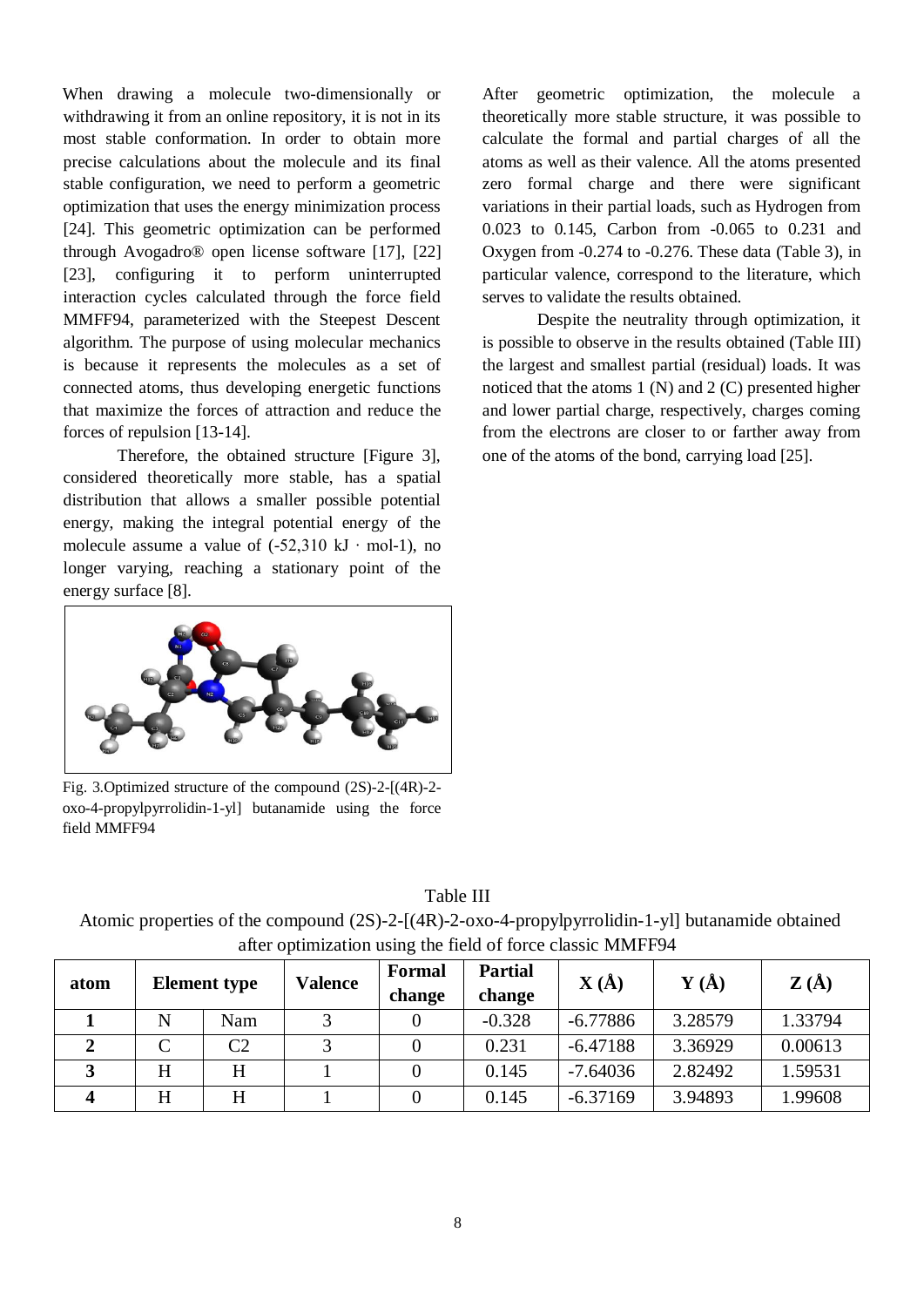When drawing a molecule two-dimensionally or withdrawing it from an online repository, it is not in its most stable conformation. In order to obtain more precise calculations about the molecule and its final stable configuration, we need to perform a geometric optimization that uses the energy minimization process [24]. This geometric optimization can be performed through Avogadro® open license software [17], [22] [23], configuring it to perform uninterrupted interaction cycles calculated through the force field MMFF94, parameterized with the Steepest Descent algorithm. The purpose of using molecular mechanics is because it represents the molecules as a set of connected atoms, thus developing energetic functions that maximize the forces of attraction and reduce the forces of repulsion [13-14].

Therefore, the obtained structure [Figure 3], considered theoretically more stable, has a spatial distribution that allows a smaller possible potential energy, making the integral potential energy of the molecule assume a value of (-52,310 kJ · mol-1), no longer varying, reaching a stationary point of the energy surface [8].

Fig. 3.Optimized structure of the compound (2S)-2-[(4R)-2-oxo-4-propylpyrrolidin-1-yl] butanamide using the force field MMFF94

After geometric optimization, the molecule a theoretically more stable structure, it was possible to calculate the formal and partial charges of all the atoms as well as their valence. All the atoms presented zero formal charge and there were significant variations in their partial loads, such as Hydrogen from 0.023 to 0.145, Carbon from -0.065 to 0.231 and Oxygen from -0.274 to -0.276. These data (Table 3), in particular valence, correspond to the literature, which serves to validate the results obtained.

Despite the neutrality through optimization, it is possible to observe in the results obtained (Table III) the largest and smallest partial (residual) loads. It was noticed that the atoms 1 (N) and 2 (C) presented higher and lower partial charge, respectively, charges coming from the electrons are closer to or farther away from one of the atoms of the bond, carrying load [25].

Table III

Atomic properties of the compound (2S)-2-[(4R)-2-oxo-4-propylpyrrolidin-1-yl] butanamide obtained after optimization using the field of force classic MMFF94

| atom | Element type | | Valence | Formal change | Partial change | X (Å) | Y (Å) | Z (Å) |
|---|---|---|---|---|---|---|---|---|
| **1** | N | Nam | 3 | 0 | -0.328 | -6.77886 | 3.28579 | 1.33794 |
| **2** | C | C2 | 3 | 0 | 0.231 | -6.47188 | 3.36929 | 0.00613 |
| **3** | H | H | 1 | 0 | 0.145 | -7.64036 | 2.82492 | 1.59531 |
| **4** | H | H | 1 | 0 | 0.145 | -6.37169 | 3.94893 | 1.99608 |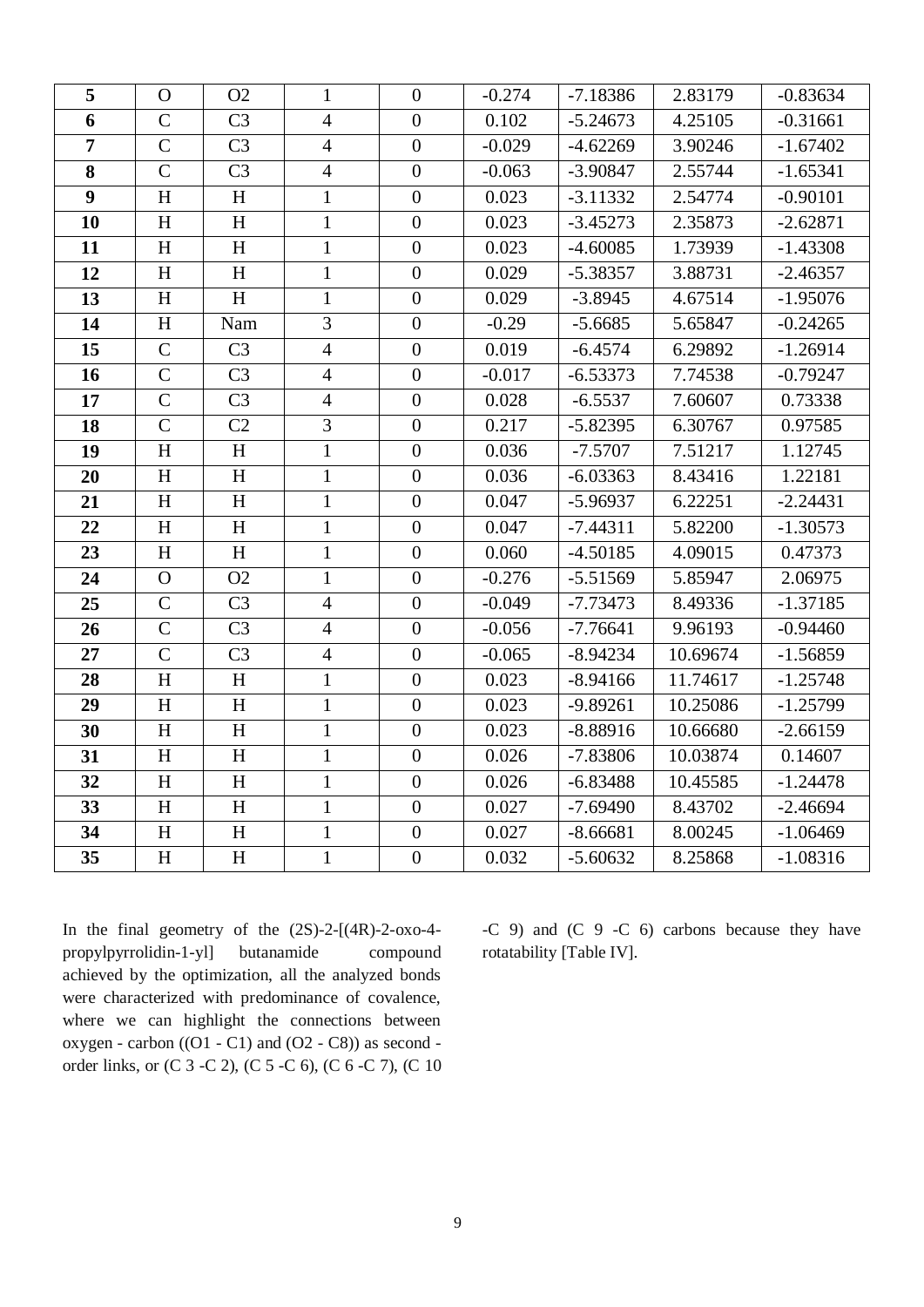| 5 | O | O2 | 1 | 0 | -0.274 | -7.18386 | 2.83179 | -0.83634 |
|---|---|---|---|---|---|---|---|---|
| 6 | C | C3 | 4 | 0 | 0.102 | -5.24673 | 4.25105 | -0.31661 |
| 7 | C | C3 | 4 | 0 | -0.029 | -4.62269 | 3.90246 | -1.67402 |
| 8 | C | C3 | 4 | 0 | -0.063 | -3.90847 | 2.55744 | -1.65341 |
| 9 | H | H | 1 | 0 | 0.023 | -3.11332 | 2.54774 | -0.90101 |
| 10 | H | H | 1 | 0 | 0.023 | -3.45273 | 2.35873 | -2.62871 |
| 11 | H | H | 1 | 0 | 0.023 | -4.60085 | 1.73939 | -1.43308 |
| 12 | H | H | 1 | 0 | 0.029 | -5.38357 | 3.88731 | -2.46357 |
| 13 | H | H | 1 | 0 | 0.029 | -3.8945 | 4.67514 | -1.95076 |
| 14 | H | Nam | 3 | 0 | -0.29 | -5.6685 | 5.65847 | -0.24265 |
| 15 | C | C3 | 4 | 0 | 0.019 | -6.4574 | 6.29892 | -1.26914 |
| 16 | C | C3 | 4 | 0 | -0.017 | -6.53373 | 7.74538 | -0.79247 |
| 17 | C | C3 | 4 | 0 | 0.028 | -6.5537 | 7.60607 | 0.73338 |
| 18 | C | C2 | 3 | 0 | 0.217 | -5.82395 | 6.30767 | 0.97585 |
| 19 | H | H | 1 | 0 | 0.036 | -7.5707 | 7.51217 | 1.12745 |
| 20 | H | H | 1 | 0 | 0.036 | -6.03363 | 8.43416 | 1.22181 |
| 21 | H | H | 1 | 0 | 0.047 | -5.96937 | 6.22251 | -2.24431 |
| 22 | H | H | 1 | 0 | 0.047 | -7.44311 | 5.82200 | -1.30573 |
| 23 | H | H | 1 | 0 | 0.060 | -4.50185 | 4.09015 | 0.47373 |
| 24 | O | O2 | 1 | 0 | -0.276 | -5.51569 | 5.85947 | 2.06975 |
| 25 | C | C3 | 4 | 0 | -0.049 | -7.73473 | 8.49336 | -1.37185 |
| 26 | C | C3 | 4 | 0 | -0.056 | -7.76641 | 9.96193 | -0.94460 |
| 27 | C | C3 | 4 | 0 | -0.065 | -8.94234 | 10.69674 | -1.56859 |
| 28 | H | H | 1 | 0 | 0.023 | -8.94166 | 11.74617 | -1.25748 |
| 29 | H | H | 1 | 0 | 0.023 | -9.89261 | 10.25086 | -1.25799 |
| 30 | H | H | 1 | 0 | 0.023 | -8.88916 | 10.66680 | -2.66159 |
| 31 | H | H | 1 | 0 | 0.026 | -7.83806 | 10.03874 | 0.14607 |
| 32 | H | H | 1 | 0 | 0.026 | -6.83488 | 10.45585 | -1.24478 |
| 33 | H | H | 1 | 0 | 0.027 | -7.69490 | 8.43702 | -2.46694 |
| 34 | H | H | 1 | 0 | 0.027 | -8.66681 | 8.00245 | -1.06469 |
| 35 | H | H | 1 | 0 | 0.032 | -5.60632 | 8.25868 | -1.08316 |

In the final geometry of the (2S)-2-[(4R)-2-oxo-4-propylpyrrolidin-1-yl] butanamide compound achieved by the optimization, all the analyzed bonds were characterized with predominance of covalence, where we can highlight the connections between oxygen - carbon ((O1 - C1) and (O2 - C8)) as second - order links, or (C 3 -C 2), (C 5 -C 6), (C 6 -C 7), (C 10 -C 9) and (C 9 -C 6) carbons because they have rotatability [Table IV].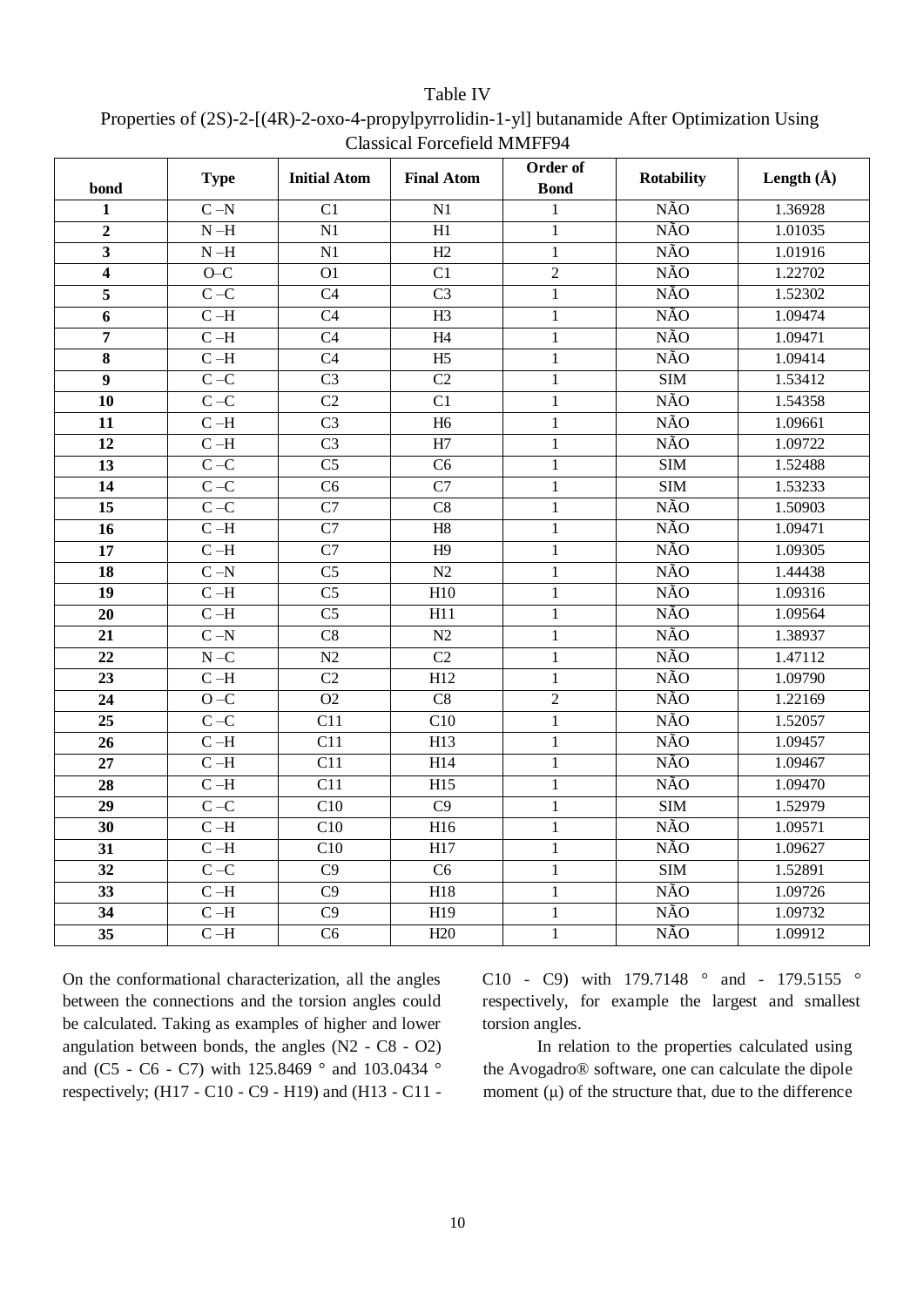Table IV

Properties of (2S)-2-[(4R)-2-oxo-4-propylpyrrolidin-1-yl] butanamide After Optimization Using Classical Forcefield MMFF94

| bond | Type | Initial Atom | Final Atom | Order of Bond | Rotability | Length (Å) |
|---|---|---|---|---|---|---|
| **1** | C –N | C1 | N1 | 1 | NÃO | 1.36928 |
| **2** | N –H | N1 | H1 | 1 | NÃO | 1.01035 |
| **3** | N –H | N1 | H2 | 1 | NÃO | 1.01916 |
| **4** | O–C | O1 | C1 | 2 | NÃO | 1.22702 |
| **5** | C –C | C4 | C3 | 1 | NÃO | 1.52302 |
| **6** | C –H | C4 | H3 | 1 | NÃO | 1.09474 |
| **7** | C –H | C4 | H4 | 1 | NÃO | 1.09471 |
| **8** | C –H | C4 | H5 | 1 | NÃO | 1.09414 |
| **9** | C –C | C3 | C2 | 1 | SIM | 1.53412 |
| **10** | C –C | C2 | C1 | 1 | NÃO | 1.54358 |
| **11** | C –H | C3 | H6 | 1 | NÃO | 1.09661 |
| **12** | C –H | C3 | H7 | 1 | NÃO | 1.09722 |
| **13** | C –C | C5 | C6 | 1 | SIM | 1.52488 |
| **14** | C –C | C6 | C7 | 1 | SIM | 1.53233 |
| **15** | C –C | C7 | C8 | 1 | NÃO | 1.50903 |
| **16** | C –H | C7 | H8 | 1 | NÃO | 1.09471 |
| **17** | C –H | C7 | H9 | 1 | NÃO | 1.09305 |
| **18** | C –N | C5 | N2 | 1 | NÃO | 1.44438 |
| **19** | C –H | C5 | H10 | 1 | NÃO | 1.09316 |
| **20** | C –H | C5 | H11 | 1 | NÃO | 1.09564 |
| **21** | C –N | C8 | N2 | 1 | NÃO | 1.38937 |
| **22** | N –C | N2 | C2 | 1 | NÃO | 1.47112 |
| **23** | C –H | C2 | H12 | 1 | NÃO | 1.09790 |
| **24** | O –C | O2 | C8 | 2 | NÃO | 1.22169 |
| **25** | C –C | C11 | C10 | 1 | NÃO | 1.52057 |
| **26** | C –H | C11 | H13 | 1 | NÃO | 1.09457 |
| **27** | C –H | C11 | H14 | 1 | NÃO | 1.09467 |
| **28** | C –H | C11 | H15 | 1 | NÃO | 1.09470 |
| **29** | C –C | C10 | C9 | 1 | SIM | 1.52979 |
| **30** | C –H | C10 | H16 | 1 | NÃO | 1.09571 |
| **31** | C –H | C10 | H17 | 1 | NÃO | 1.09627 |
| **32** | C –C | C9 | C6 | 1 | SIM | 1.52891 |
| **33** | C –H | C9 | H18 | 1 | NÃO | 1.09726 |
| **34** | C –H | C9 | H19 | 1 | NÃO | 1.09732 |
| **35** | C –H | C6 | H20 | 1 | NÃO | 1.09912 |

On the conformational characterization, all the angles between the connections and the torsion angles could be calculated. Taking as examples of higher and lower angulation between bonds, the angles (N2 - C8 - O2) and (C5 - C6 - C7) with 125.8469 ° and 103.0434 ° respectively; (H17 - C10 - C9 - H19) and (H13 - C11 - C10 - C9) with 179.7148 ° and - 179.5155 ° respectively, for example the largest and smallest torsion angles.

In relation to the properties calculated using the Avogadro® software, one can calculate the dipole moment ($\mu$) of the structure that, due to the difference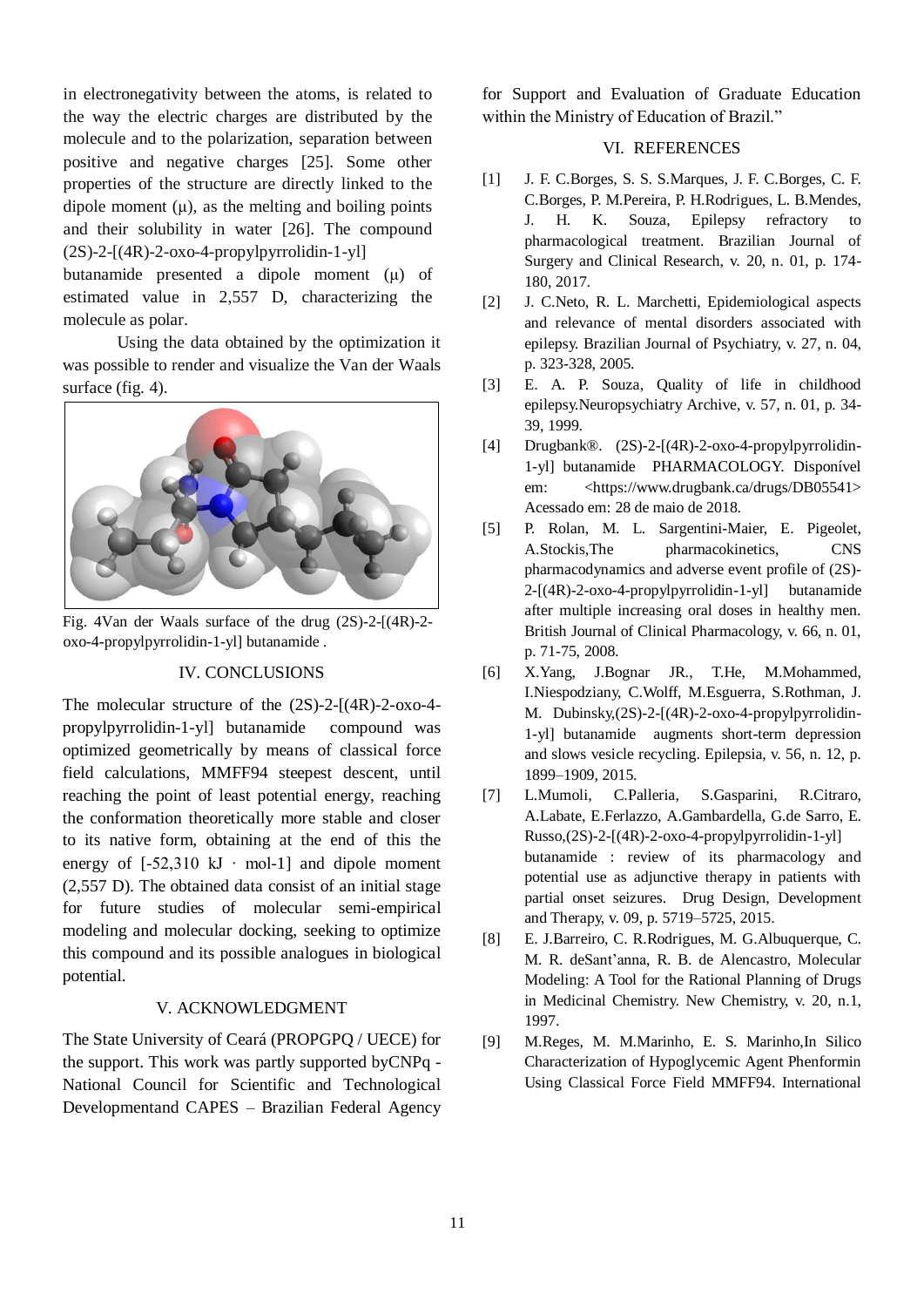in electronegativity between the atoms, is related to the way the electric charges are distributed by the molecule and to the polarization, separation between positive and negative charges [25]. Some other properties of the structure are directly linked to the dipole moment (μ), as the melting and boiling points and their solubility in water [26]. The compound (2S)-2-[(4R)-2-oxo-4-propylpyrrolidin-1-yl] butanamide presented a dipole moment (μ) of estimated value in 2,557 D, characterizing the molecule as polar.

Using the data obtained by the optimization it was possible to render and visualize the Van der Waals surface (fig. 4).

Fig. 4Van der Waals surface of the drug (2S)-2-[(4R)-2-oxo-4-propylpyrrolidin-1-yl] butanamide .

## IV. CONCLUSIONS

The molecular structure of the (2S)-2-[(4R)-2-oxo-4-propylpyrrolidin-1-yl] butanamide compound was optimized geometrically by means of classical force field calculations, MMFF94 steepest descent, until reaching the point of least potential energy, reaching the conformation theoretically more stable and closer to its native form, obtaining at the end of this the energy of [-52,310 kJ · mol-1] and dipole moment (2,557 D). The obtained data consist of an initial stage for future studies of molecular semi-empirical modeling and molecular docking, seeking to optimize this compound and its possible analogues in biological potential.

## V. ACKNOWLEDGMENT

The State University of Ceará (PROPGPQ / UECE) for the support. This work was partly supported byCNPq - National Council for Scientific and Technological Developmentand CAPES – Brazilian Federal Agency for Support and Evaluation of Graduate Education within the Ministry of Education of Brazil."

## VI. REFERENCES

[1] J. F. C.Borges, S. S. S.Marques, J. F. C.Borges, C. F. C.Borges, P. M.Pereira, P. H.Rodrigues, L. B.Mendes, J. H. K. Souza, Epilepsy refractory to pharmacological treatment. Brazilian Journal of Surgery and Clinical Research, v. 20, n. 01, p. 174-180, 2017.

[2] J. C.Neto, R. L. Marchetti, Epidemiological aspects and relevance of mental disorders associated with epilepsy. Brazilian Journal of Psychiatry, v. 27, n. 04, p. 323-328, 2005.

[3] E. A. P. Souza, Quality of life in childhood epilepsy.Neuropsychiatry Archive, v. 57, n. 01, p. 34-39, 1999.

[4] Drugbank®. (2S)-2-[(4R)-2-oxo-4-propylpyrrolidin-1-yl] butanamide PHARMACOLOGY. Disponível em: <https://www.drugbank.ca/drugs/DB05541> Acessado em: 28 de maio de 2018.

[5] P. Rolan, M. L. Sargentini-Maier, E. Pigeolet, A.Stockis,The pharmacokinetics, CNS pharmacodynamics and adverse event profile of (2S)-2-[(4R)-2-oxo-4-propylpyrrolidin-1-yl] butanamide after multiple increasing oral doses in healthy men. British Journal of Clinical Pharmacology, v. 66, n. 01, p. 71-75, 2008.

[6] X.Yang, J.Bognar JR., T.He, M.Mohammed, I.Niespodziany, C.Wolff, M.Esguerra, S.Rothman, J. M. Dubinsky,(2S)-2-[(4R)-2-oxo-4-propylpyrrolidin-1-yl] butanamide augments short-term depression and slows vesicle recycling. Epilepsia, v. 56, n. 12, p. 1899–1909, 2015.

[7] L.Mumoli, C.Palleria, S.Gasparini, R.Citraro, A.Labate, E.Ferlazzo, A.Gambardella, G.de Sarro, E. Russo,(2S)-2-[(4R)-2-oxo-4-propylpyrrolidin-1-yl] butanamide : review of its pharmacology and potential use as adjunctive therapy in patients with partial onset seizures. Drug Design, Development and Therapy, v. 09, p. 5719–5725, 2015.

[8] E. J.Barreiro, C. R.Rodrigues, M. G.Albuquerque, C. M. R. deSant'anna, R. B. de Alencastro, Molecular Modeling: A Tool for the Rational Planning of Drugs in Medicinal Chemistry. New Chemistry, v. 20, n.1, 1997.

[9] M.Reges, M. M.Marinho, E. S. Marinho,In Silico Characterization of Hypoglycemic Agent Phenformin Using Classical Force Field MMFF94. International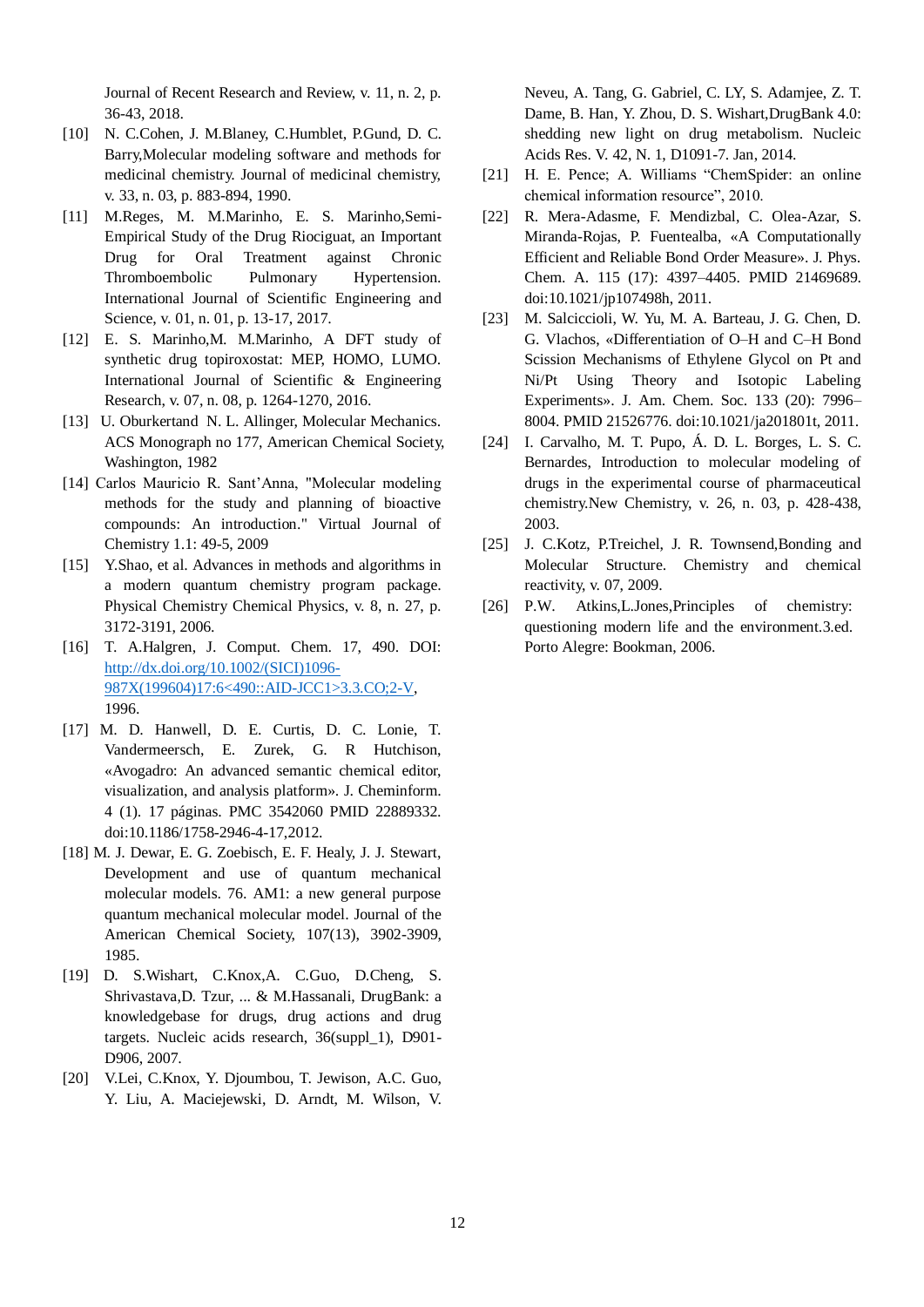Journal of Recent Research and Review, v. 11, n. 2, p. 36-43, 2018.

[10] N. C.Cohen, J. M.Blaney, C.Humblet, P.Gund, D. C. Barry,Molecular modeling software and methods for medicinal chemistry. Journal of medicinal chemistry, v. 33, n. 03, p. 883-894, 1990.

[11] M.Reges, M. M.Marinho, E. S. Marinho,Semi-Empirical Study of the Drug Riociguat, an Important Drug for Oral Treatment against Chronic Thromboembolic Pulmonary Hypertension. International Journal of Scientific Engineering and Science, v. 01, n. 01, p. 13-17, 2017.

[12] E. S. Marinho,M. M.Marinho, A DFT study of synthetic drug topiroxostat: MEP, HOMO, LUMO. International Journal of Scientific & Engineering Research, v. 07, n. 08, p. 1264-1270, 2016.

[13] U. Oburkertand N. L. Allinger, Molecular Mechanics. ACS Monograph no 177, American Chemical Society, Washington, 1982

[14] Carlos Mauricio R. Sant'Anna, "Molecular modeling methods for the study and planning of bioactive compounds: An introduction." Virtual Journal of Chemistry 1.1: 49-5, 2009

[15] Y.Shao, et al. Advances in methods and algorithms in a modern quantum chemistry program package. Physical Chemistry Chemical Physics, v. 8, n. 27, p. 3172-3191, 2006.

[16] T. A.Halgren, J. Comput. Chem. 17, 490. DOI: [http://dx.doi.org/10.1002/(SICI)1096-987X(199604)17:6<490::AID-JCC1>3.3.CO;2-V](http://dx.doi.org/10.1002/(SICI)1096-987X(199604)17:6<490::AID-JCC1>3.3.CO;2-V), 1996.

[17] M. D. Hanwell, D. E. Curtis, D. C. Lonie, T. Vandermeersch, E. Zurek, G. R Hutchison, «Avogadro: An advanced semantic chemical editor, visualization, and analysis platform». J. Cheminform. 4 (1). 17 páginas. PMC 3542060 PMID 22889332. doi:10.1186/1758-2946-4-17,2012.

[18] M. J. Dewar, E. G. Zoebisch, E. F. Healy, J. J. Stewart, Development and use of quantum mechanical molecular models. 76. AM1: a new general purpose quantum mechanical molecular model. Journal of the American Chemical Society, 107(13), 3902-3909, 1985.

[19] D. S.Wishart, C.Knox,A. C.Guo, D.Cheng, S. Shrivastava,D. Tzur, ... & M.Hassanali, DrugBank: a knowledgebase for drugs, drug actions and drug targets. Nucleic acids research, 36(suppl_1), D901-D906, 2007.

[20] V.Lei, C.Knox, Y. Djoumbou, T. Jewison, A.C. Guo, Y. Liu, A. Maciejewski, D. Arndt, M. Wilson, V. Neveu, A. Tang, G. Gabriel, C. LY, S. Adamjee, Z. T. Dame, B. Han, Y. Zhou, D. S. Wishart,DrugBank 4.0: shedding new light on drug metabolism. Nucleic Acids Res. V. 42, N. 1, D1091-7. Jan, 2014.

[21] H. E. Pence; A. Williams "ChemSpider: an online chemical information resource", 2010.

[22] R. Mera-Adasme, F. Mendizbal, C. Olea-Azar, S. Miranda-Rojas, P. Fuentealba, «A Computationally Efficient and Reliable Bond Order Measure». J. Phys. Chem. A. 115 (17): 4397–4405. PMID 21469689. doi:10.1021/jp107498h, 2011.

[23] M. Salciccioli, W. Yu, M. A. Barteau, J. G. Chen, D. G. Vlachos, «Differentiation of O–H and C–H Bond Scission Mechanisms of Ethylene Glycol on Pt and Ni/Pt Using Theory and Isotopic Labeling Experiments». J. Am. Chem. Soc. 133 (20): 7996–8004. PMID 21526776. doi:10.1021/ja201801t, 2011.

[24] I. Carvalho, M. T. Pupo, Á. D. L. Borges, L. S. C. Bernardes, Introduction to molecular modeling of drugs in the experimental course of pharmaceutical chemistry.New Chemistry, v. 26, n. 03, p. 428-438, 2003.

[25] J. C.Kotz, P.Treichel, J. R. Townsend,Bonding and Molecular Structure. Chemistry and chemical reactivity, v. 07, 2009.

[26] P.W. Atkins,L.Jones,Principles of chemistry: questioning modern life and the environment.3.ed. Porto Alegre: Bookman, 2006.